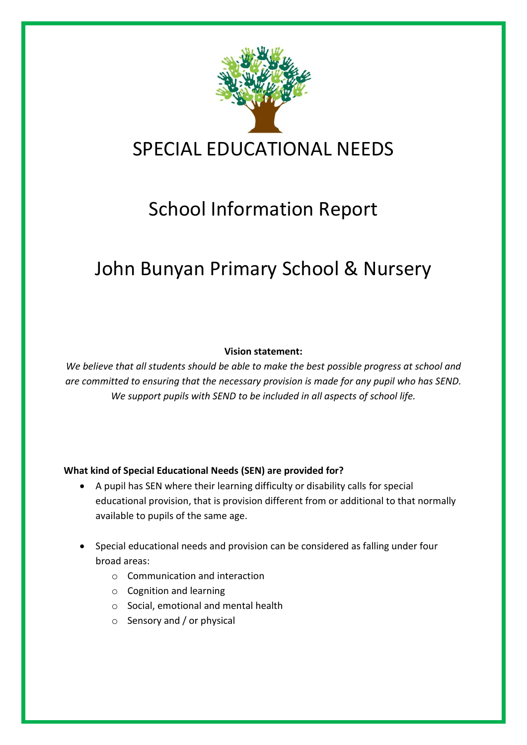# SPECIAL EDUCATIONAL NEEDS

## School Information Report

## John Bunyan Primary School & Nursery

**Vision statement:**

*We believe that all students should be able to make the best possible progress at school and are committed to ensuring that the necessary provision is made for any pupil who has SEND. We support pupils with SEND to be included in all aspects of school life.*

**What kind of Special Educational Needs (SEN) are provided for?**

- A pupil has SEN where their learning difficulty or disability calls for special educational provision, that is provision different from or additional to that normally available to pupils of the same age.

- Special educational needs and provision can be considered as falling under four broad areas:
  - Communication and interaction
  - Cognition and learning
  - Social, emotional and mental health
  - Sensory and / or physical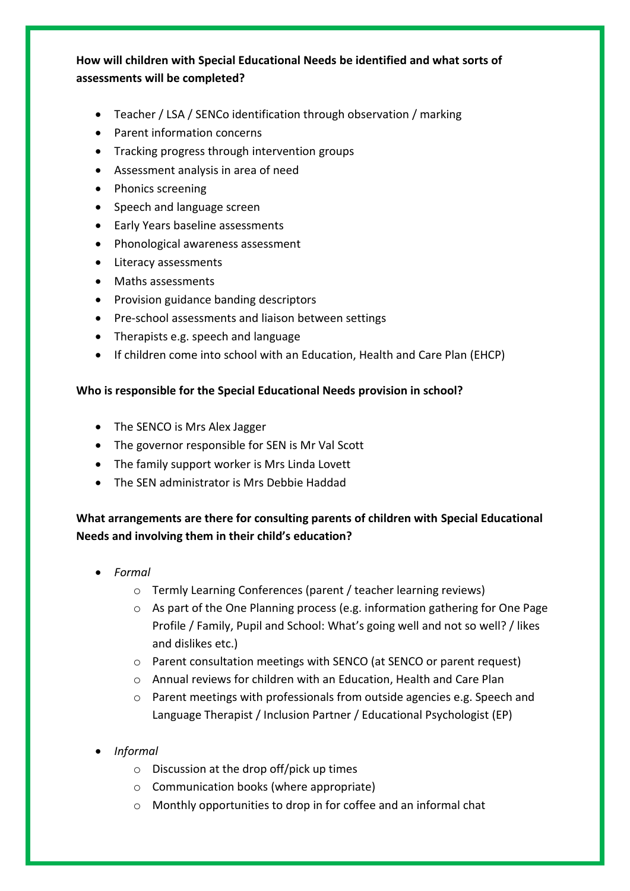**How will children with Special Educational Needs be identified and what sorts of assessments will be completed?**

- Teacher / LSA / SENCo identification through observation / marking
- Parent information concerns
- Tracking progress through intervention groups
- Assessment analysis in area of need
- Phonics screening
- Speech and language screen
- Early Years baseline assessments
- Phonological awareness assessment
- Literacy assessments
- Maths assessments
- Provision guidance banding descriptors
- Pre-school assessments and liaison between settings
- Therapists e.g. speech and language
- If children come into school with an Education, Health and Care Plan (EHCP)

**Who is responsible for the Special Educational Needs provision in school?**

- The SENCO is Mrs Alex Jagger
- The governor responsible for SEN is Mr Val Scott
- The family support worker is Mrs Linda Lovett
- The SEN administrator is Mrs Debbie Haddad

**What arrangements are there for consulting parents of children with Special Educational Needs and involving them in their child's education?**

- *Formal*
    - Termly Learning Conferences (parent / teacher learning reviews)
    - As part of the One Planning process (e.g. information gathering for One Page Profile / Family, Pupil and School: What's going well and not so well? / likes and dislikes etc.)
    - Parent consultation meetings with SENCO (at SENCO or parent request)
    - Annual reviews for children with an Education, Health and Care Plan
    - Parent meetings with professionals from outside agencies e.g. Speech and Language Therapist / Inclusion Partner / Educational Psychologist (EP)

- *Informal*
    - Discussion at the drop off/pick up times
    - Communication books (where appropriate)
    - Monthly opportunities to drop in for coffee and an informal chat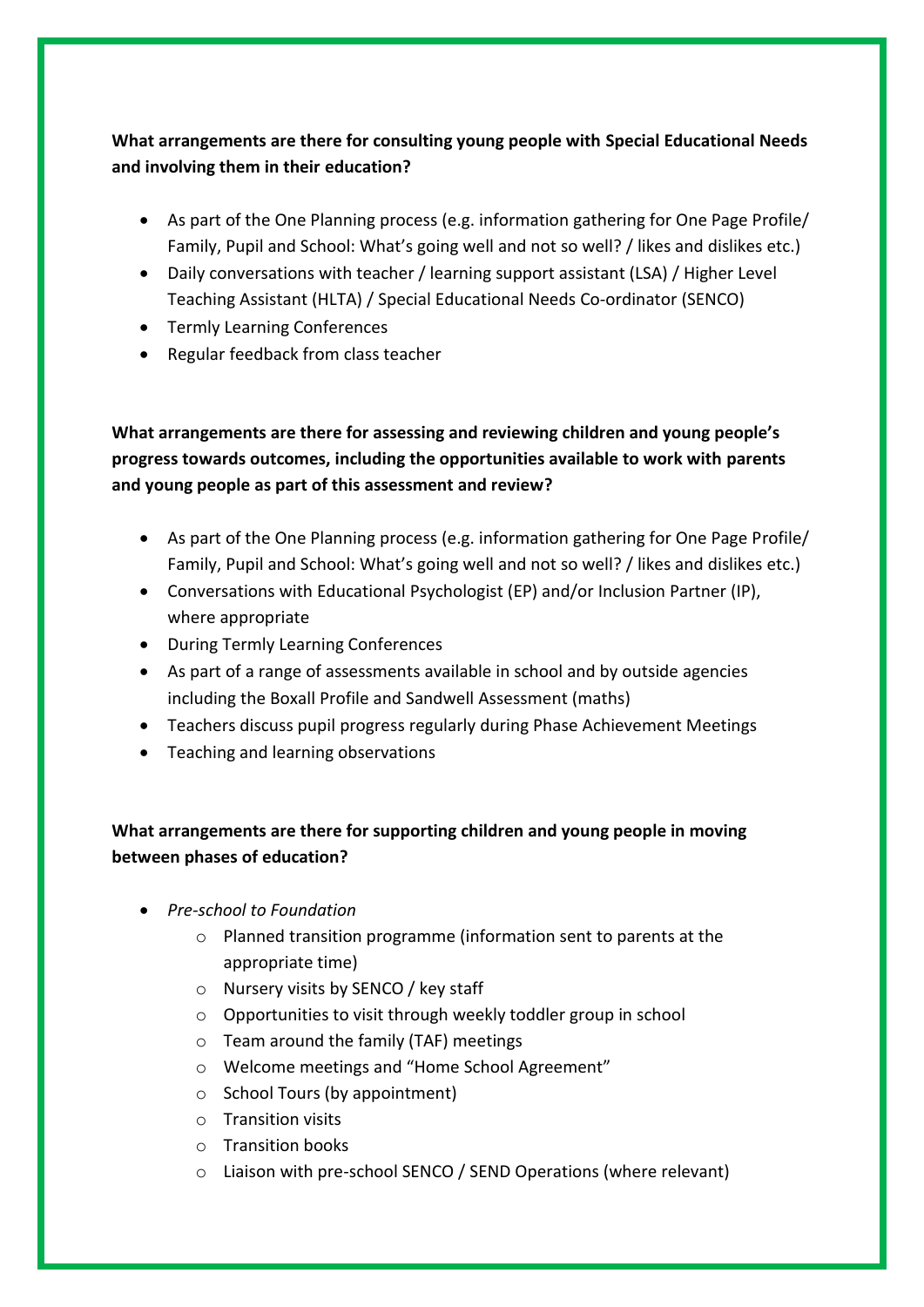**What arrangements are there for consulting young people with Special Educational Needs and involving them in their education?**

- As part of the One Planning process (e.g. information gathering for One Page Profile/ Family, Pupil and School: What's going well and not so well? / likes and dislikes etc.)
- Daily conversations with teacher / learning support assistant (LSA) / Higher Level Teaching Assistant (HLTA) / Special Educational Needs Co-ordinator (SENCO)
- Termly Learning Conferences
- Regular feedback from class teacher

**What arrangements are there for assessing and reviewing children and young people's progress towards outcomes, including the opportunities available to work with parents and young people as part of this assessment and review?**

- As part of the One Planning process (e.g. information gathering for One Page Profile/ Family, Pupil and School: What's going well and not so well? / likes and dislikes etc.)
- Conversations with Educational Psychologist (EP) and/or Inclusion Partner (IP), where appropriate
- During Termly Learning Conferences
- As part of a range of assessments available in school and by outside agencies including the Boxall Profile and Sandwell Assessment (maths)
- Teachers discuss pupil progress regularly during Phase Achievement Meetings
- Teaching and learning observations

**What arrangements are there for supporting children and young people in moving between phases of education?**

- *Pre-school to Foundation*
    - Planned transition programme (information sent to parents at the appropriate time)
    - Nursery visits by SENCO / key staff
    - Opportunities to visit through weekly toddler group in school
    - Team around the family (TAF) meetings
    - Welcome meetings and "Home School Agreement"
    - School Tours (by appointment)
    - Transition visits
    - Transition books
    - Liaison with pre-school SENCO / SEND Operations (where relevant)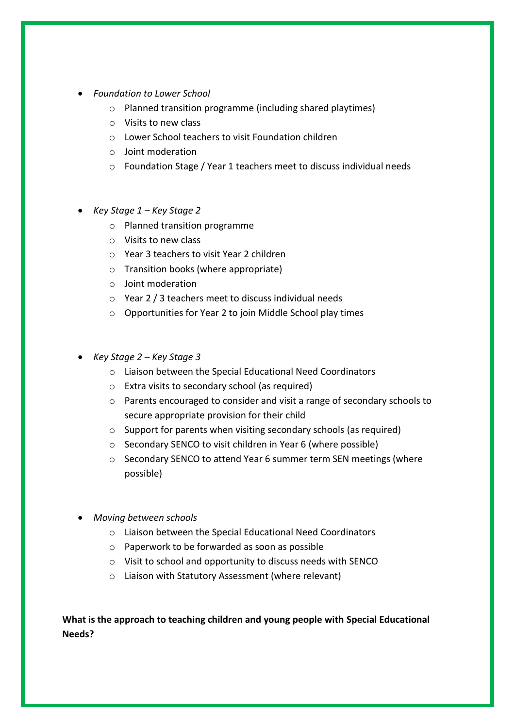- *Foundation to Lower School*
    - Planned transition programme (including shared playtimes)
    - Visits to new class
    - Lower School teachers to visit Foundation children
    - Joint moderation
    - Foundation Stage / Year 1 teachers meet to discuss individual needs

- *Key Stage 1 – Key Stage 2*
    - Planned transition programme
    - Visits to new class
    - Year 3 teachers to visit Year 2 children
    - Transition books (where appropriate)
    - Joint moderation
    - Year 2 / 3 teachers meet to discuss individual needs
    - Opportunities for Year 2 to join Middle School play times

- *Key Stage 2 – Key Stage 3*
    - Liaison between the Special Educational Need Coordinators
    - Extra visits to secondary school (as required)
    - Parents encouraged to consider and visit a range of secondary schools to secure appropriate provision for their child
    - Support for parents when visiting secondary schools (as required)
    - Secondary SENCO to visit children in Year 6 (where possible)
    - Secondary SENCO to attend Year 6 summer term SEN meetings (where possible)

- *Moving between schools*
    - Liaison between the Special Educational Need Coordinators
    - Paperwork to be forwarded as soon as possible
    - Visit to school and opportunity to discuss needs with SENCO
    - Liaison with Statutory Assessment (where relevant)

**What is the approach to teaching children and young people with Special Educational Needs?**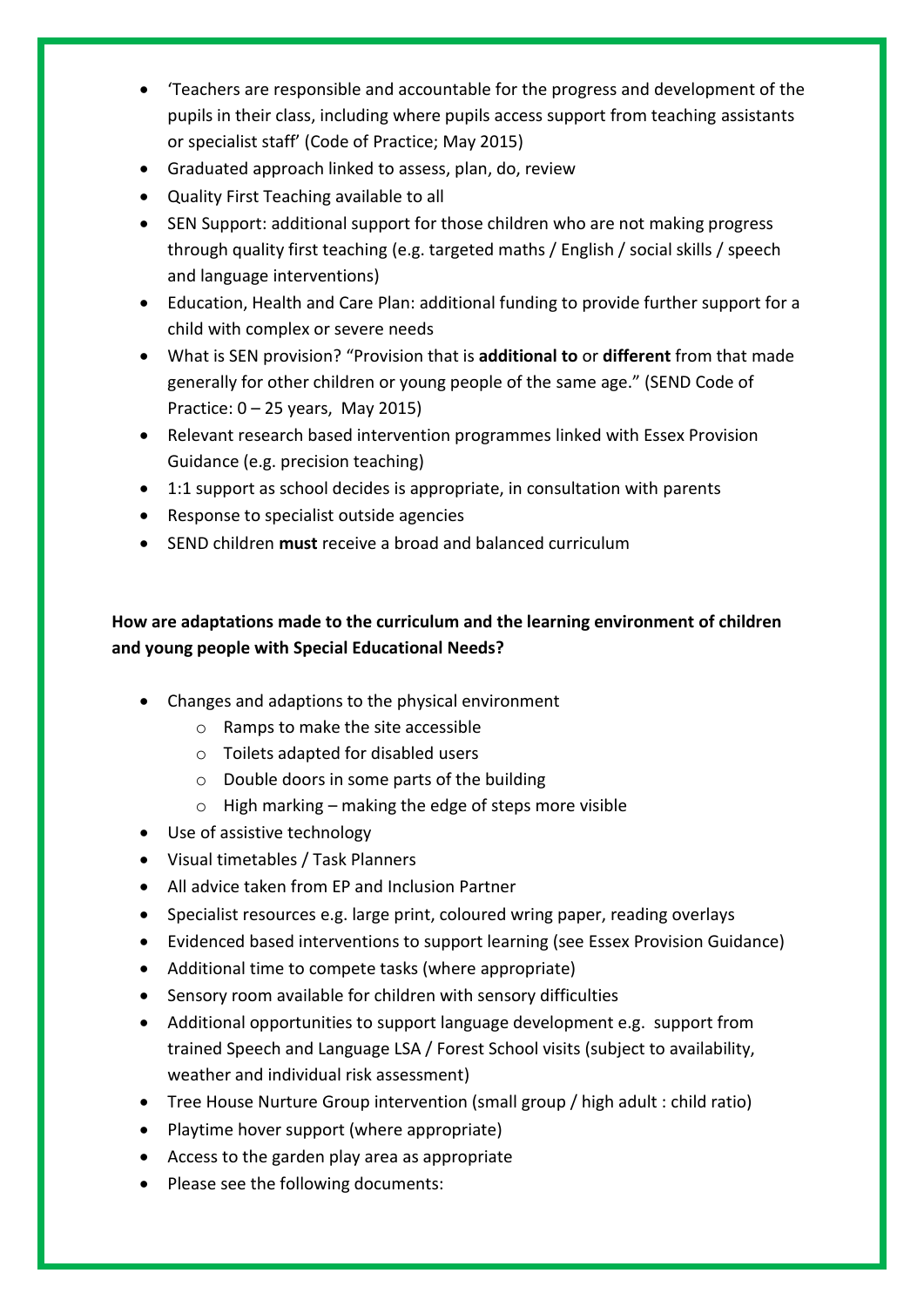- 'Teachers are responsible and accountable for the progress and development of the pupils in their class, including where pupils access support from teaching assistants or specialist staff' (Code of Practice; May 2015)
- Graduated approach linked to assess, plan, do, review
- Quality First Teaching available to all
- SEN Support: additional support for those children who are not making progress through quality first teaching (e.g. targeted maths / English / social skills / speech and language interventions)
- Education, Health and Care Plan: additional funding to provide further support for a child with complex or severe needs
- What is SEN provision? "Provision that is **additional to** or **different** from that made generally for other children or young people of the same age." (SEND Code of Practice: 0 – 25 years, May 2015)
- Relevant research based intervention programmes linked with Essex Provision Guidance (e.g. precision teaching)
- 1:1 support as school decides is appropriate, in consultation with parents
- Response to specialist outside agencies
- SEND children **must** receive a broad and balanced curriculum

**How are adaptations made to the curriculum and the learning environment of children and young people with Special Educational Needs?**

- Changes and adaptions to the physical environment
    - Ramps to make the site accessible
    - Toilets adapted for disabled users
    - Double doors in some parts of the building
    - High marking – making the edge of steps more visible
- Use of assistive technology
- Visual timetables / Task Planners
- All advice taken from EP and Inclusion Partner
- Specialist resources e.g. large print, coloured wring paper, reading overlays
- Evidenced based interventions to support learning (see Essex Provision Guidance)
- Additional time to compete tasks (where appropriate)
- Sensory room available for children with sensory difficulties
- Additional opportunities to support language development e.g. support from trained Speech and Language LSA / Forest School visits (subject to availability, weather and individual risk assessment)
- Tree House Nurture Group intervention (small group / high adult : child ratio)
- Playtime hover support (where appropriate)
- Access to the garden play area as appropriate
- Please see the following documents: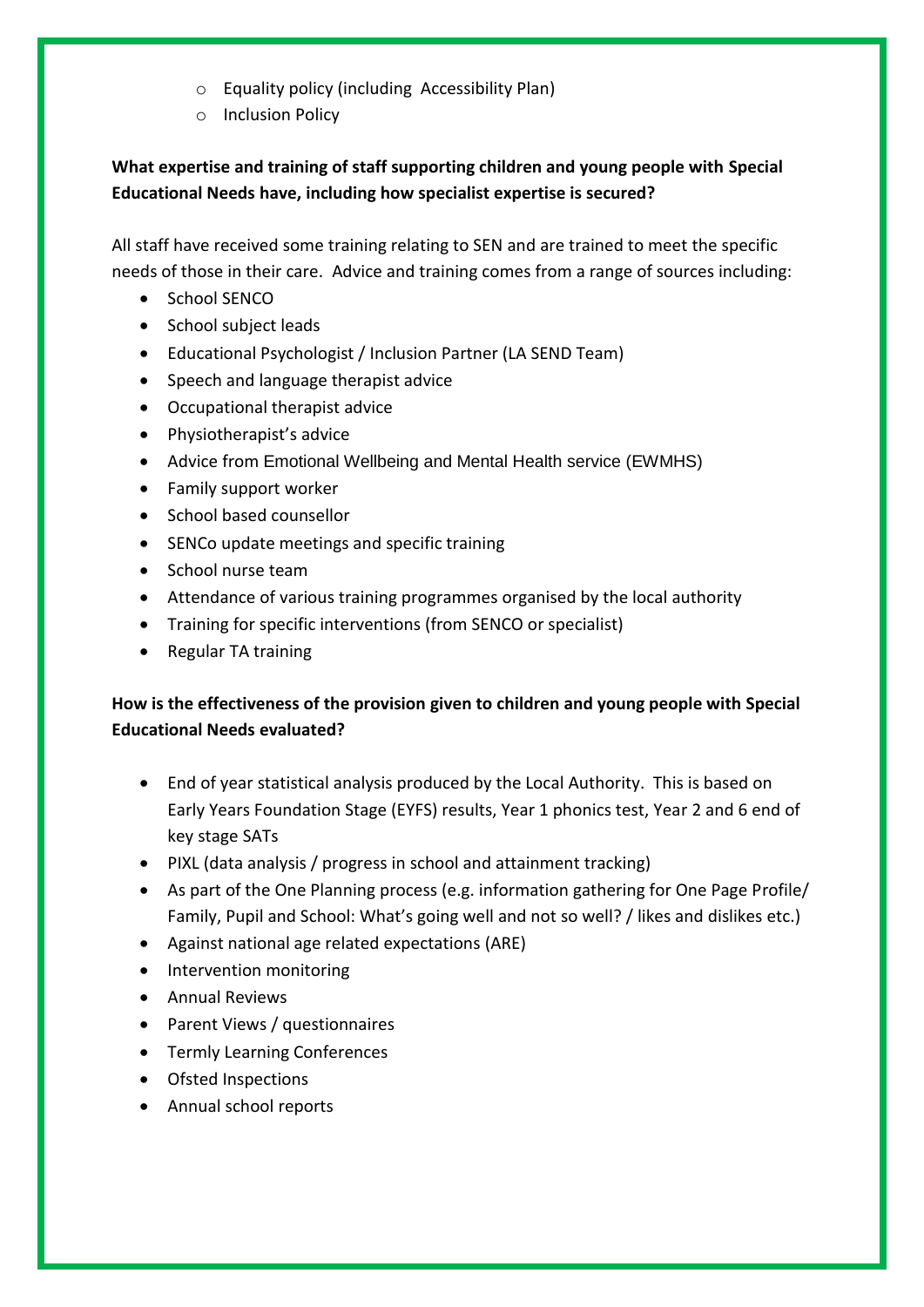- Equality policy (including  Accessibility Plan)
- Inclusion Policy

**What expertise and training of staff supporting children and young people with Special Educational Needs have, including how specialist expertise is secured?**

All staff have received some training relating to SEN and are trained to meet the specific needs of those in their care.  Advice and training comes from a range of sources including:

- School SENCO
- School subject leads
- Educational Psychologist / Inclusion Partner (LA SEND Team)
- Speech and language therapist advice
- Occupational therapist advice
- Physiotherapist's advice
- Advice from Emotional Wellbeing and Mental Health service (EWMHS)
- Family support worker
- School based counsellor
- SENCo update meetings and specific training
- School nurse team
- Attendance of various training programmes organised by the local authority
- Training for specific interventions (from SENCO or specialist)
- Regular TA training

**How is the effectiveness of the provision given to children and young people with Special Educational Needs evaluated?**

- End of year statistical analysis produced by the Local Authority.  This is based on Early Years Foundation Stage (EYFS) results, Year 1 phonics test, Year 2 and 6 end of key stage SATs
- PIXL (data analysis / progress in school and attainment tracking)
- As part of the One Planning process (e.g. information gathering for One Page Profile/ Family, Pupil and School: What's going well and not so well? / likes and dislikes etc.)
- Against national age related expectations (ARE)
- Intervention monitoring
- Annual Reviews
- Parent Views / questionnaires
- Termly Learning Conferences
- Ofsted Inspections
- Annual school reports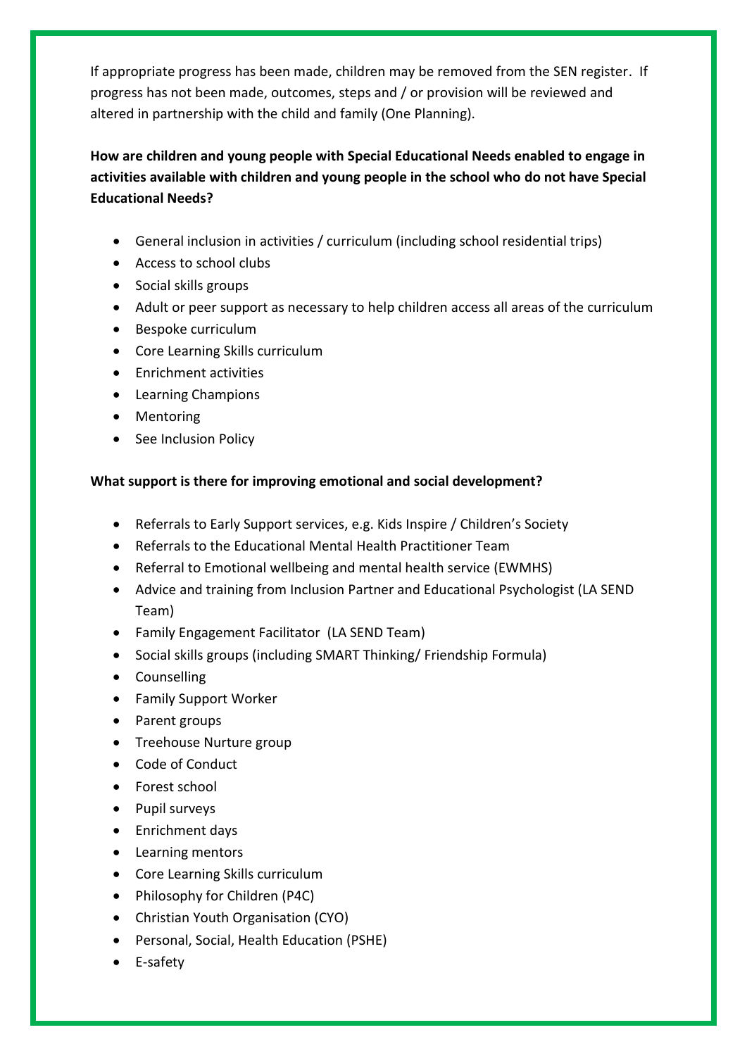If appropriate progress has been made, children may be removed from the SEN register. If progress has not been made, outcomes, steps and / or provision will be reviewed and altered in partnership with the child and family (One Planning).

**How are children and young people with Special Educational Needs enabled to engage in activities available with children and young people in the school who do not have Special Educational Needs?**

- General inclusion in activities / curriculum (including school residential trips)
- Access to school clubs
- Social skills groups
- Adult or peer support as necessary to help children access all areas of the curriculum
- Bespoke curriculum
- Core Learning Skills curriculum
- Enrichment activities
- Learning Champions
- Mentoring
- See Inclusion Policy

**What support is there for improving emotional and social development?**

- Referrals to Early Support services, e.g. Kids Inspire / Children's Society
- Referrals to the Educational Mental Health Practitioner Team
- Referral to Emotional wellbeing and mental health service (EWMHS)
- Advice and training from Inclusion Partner and Educational Psychologist (LA SEND Team)
- Family Engagement Facilitator (LA SEND Team)
- Social skills groups (including SMART Thinking/ Friendship Formula)
- Counselling
- Family Support Worker
- Parent groups
- Treehouse Nurture group
- Code of Conduct
- Forest school
- Pupil surveys
- Enrichment days
- Learning mentors
- Core Learning Skills curriculum
- Philosophy for Children (P4C)
- Christian Youth Organisation (CYO)
- Personal, Social, Health Education (PSHE)
- E-safety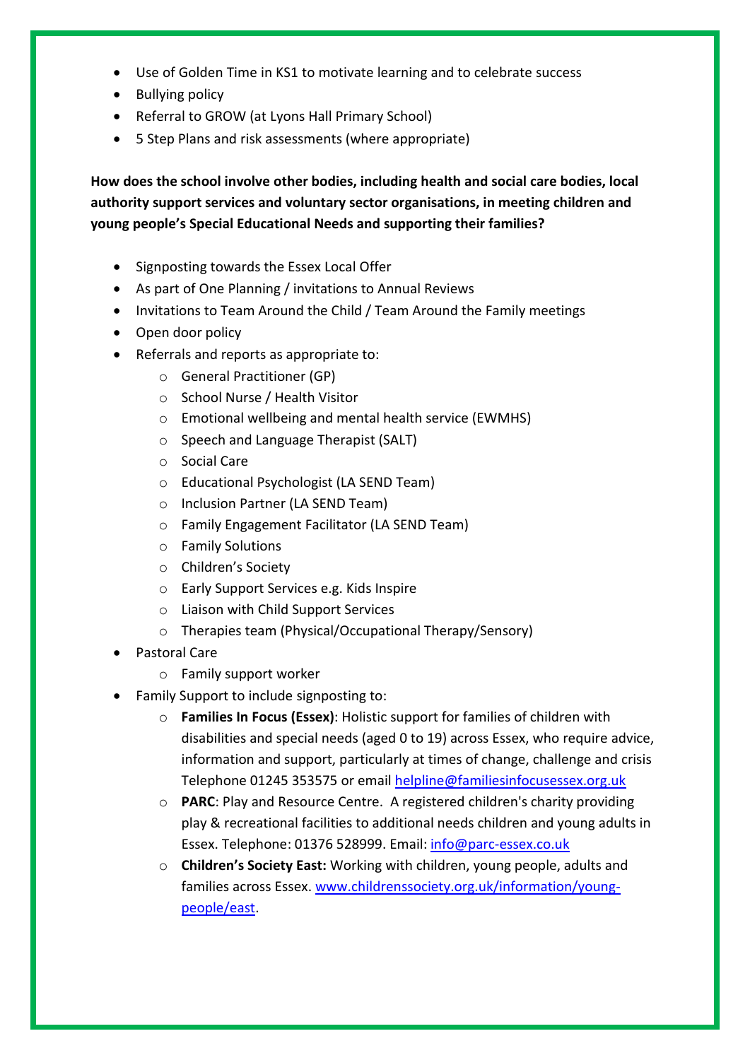- Use of Golden Time in KS1 to motivate learning and to celebrate success
- Bullying policy
- Referral to GROW (at Lyons Hall Primary School)
- 5 Step Plans and risk assessments (where appropriate)

**How does the school involve other bodies, including health and social care bodies, local authority support services and voluntary sector organisations, in meeting children and young people's Special Educational Needs and supporting their families?**

- Signposting towards the Essex Local Offer
- As part of One Planning / invitations to Annual Reviews
- Invitations to Team Around the Child / Team Around the Family meetings
- Open door policy
- Referrals and reports as appropriate to:
    - General Practitioner (GP)
    - School Nurse / Health Visitor
    - Emotional wellbeing and mental health service (EWMHS)
    - Speech and Language Therapist (SALT)
    - Social Care
    - Educational Psychologist (LA SEND Team)
    - Inclusion Partner (LA SEND Team)
    - Family Engagement Facilitator (LA SEND Team)
    - Family Solutions
    - Children's Society
    - Early Support Services e.g. Kids Inspire
    - Liaison with Child Support Services
    - Therapies team (Physical/Occupational Therapy/Sensory)
- Pastoral Care
    - Family support worker
- Family Support to include signposting to:
    - **Families In Focus (Essex)**: Holistic support for families of children with disabilities and special needs (aged 0 to 19) across Essex, who require advice, information and support, particularly at times of change, challenge and crisis Telephone 01245 353575 or email helpline@familiesinfocusessex.org.uk
    - **PARC**: Play and Resource Centre. A registered children's charity providing play & recreational facilities to additional needs children and young adults in Essex. Telephone: 01376 528999. Email: info@parc-essex.co.uk
    - **Children's Society East:** Working with children, young people, adults and families across Essex. www.childrenssociety.org.uk/information/young-people/east.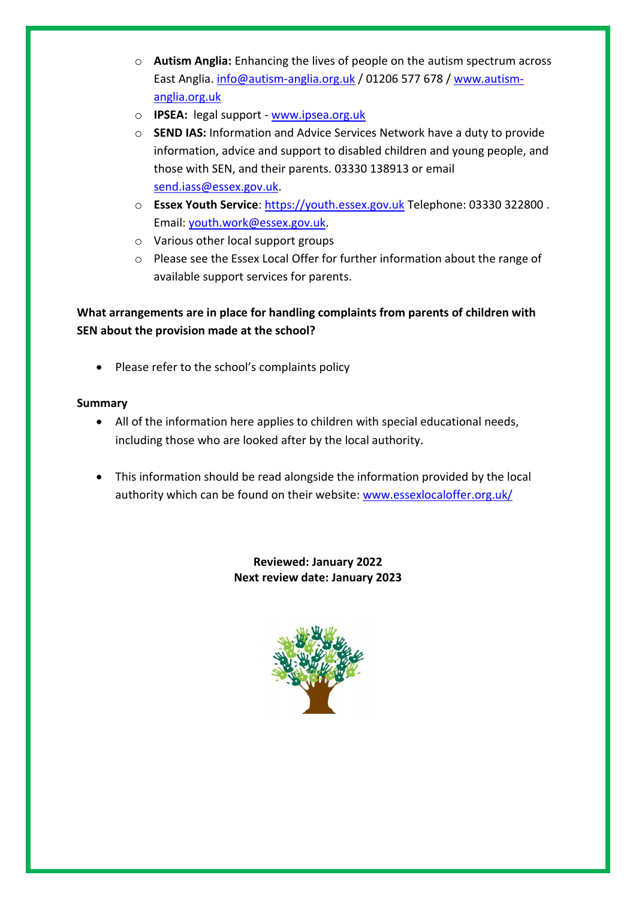- **Autism Anglia:** Enhancing the lives of people on the autism spectrum across East Anglia. info@autism-anglia.org.uk / 01206 577 678 / www.autism-anglia.org.uk
- **IPSEA:** legal support - www.ipsea.org.uk
- **SEND IAS:** Information and Advice Services Network have a duty to provide information, advice and support to disabled children and young people, and those with SEN, and their parents. 03330 138913 or email send.iass@essex.gov.uk.
- **Essex Youth Service**: https://youth.essex.gov.uk Telephone: 03330 322800 . Email: youth.work@essex.gov.uk.
- Various other local support groups
- Please see the Essex Local Offer for further information about the range of available support services for parents.

**What arrangements are in place for handling complaints from parents of children with SEN about the provision made at the school?**

- Please refer to the school's complaints policy

**Summary**

- All of the information here applies to children with special educational needs, including those who are looked after by the local authority.
- This information should be read alongside the information provided by the local authority which can be found on their website: www.essexlocaloffer.org.uk/

**Reviewed: January 2022**
**Next review date: January 2023**